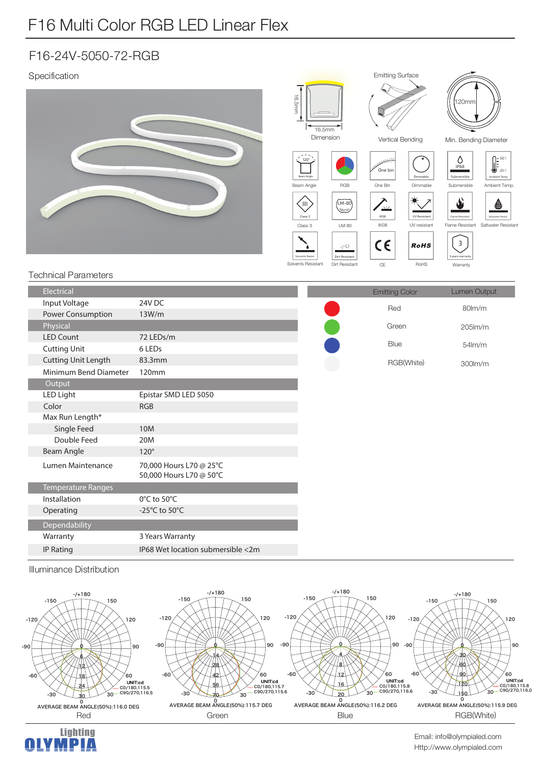# F16 Multi Color RGB LED Linear Flex

## F16-24V-5050-72-RGB

### Specification

16.5mm
16.5mm
Dimension

Emitting Surface
Vertical Bending

120mm
Min. Bending Diameter

Beam Angle | RGB | One Bin | Dimmable | Submersible | Ambient Temp.

Class 3 | LM-80 | IK08 | UV resistant | Flame Resistant | Saltwater Resistant

Solvents Resistant | Dirt Resistant | CE | RoHS | Warranty

### Technical Parameters

| Electrical | |
|---|---|
| Input Voltage | 24V DC |
| Power Consumption | 13W/m |
| **Physical** | |
| LED Count | 72 LEDs/m |
| Cutting Unit | 6 LEDs |
| Cutting Unit Length | 83.3mm |
| Minimum Bend Diameter | 120mm |
| **Output** | |
| LED Light | Epistar SMD LED 5050 |
| Color | RGB |
| Max Run Length* | |
| Single Feed | 10M |
| Double Feed | 20M |
| Beam Angle | 120° |
| Lumen Maintenance | 70,000 Hours L70 @ 25°C<br>50,000 Hours L70 @ 50°C |
| **Temperature Ranges** | |
| Installation | 0°C to 50°C |
| Operating | -25°C to 50°C |
| **Dependability** | |
| Warranty | 3 Years Warranty |
| IP Rating | IP68 Wet location submersible <2m |

| Emitting Color | Lumen Output |
|---|---|
| Red | 80lm/m |
| Green | 205lm/m |
| Blue | 54lm/m |
| RGB(White) | 300lm/m |

### Illuminance Distribution

UNIT:cd
C0/180,115.5
C90/270,116.5
AVERAGE BEAM ANGLE(50%):116.0 DEG
Red

UNIT:cd
C0/180,115.7
C90/270,115.6
AVERAGE BEAM ANGLE(50%):115.7 DEG
Green

UNIT:cd
C0/180,115.8
C90/270,116.6
AVERAGE BEAM ANGLE(50%):116.2 DEG
Blue

UNIT:cd
C0/180,115.8
C90/270,116.0
AVERAGE BEAM ANGLE(50%):115.9 DEG
RGB(White)

Lighting OLYMPIA

Email: info@olympialed.com
Http://www.olympialed.com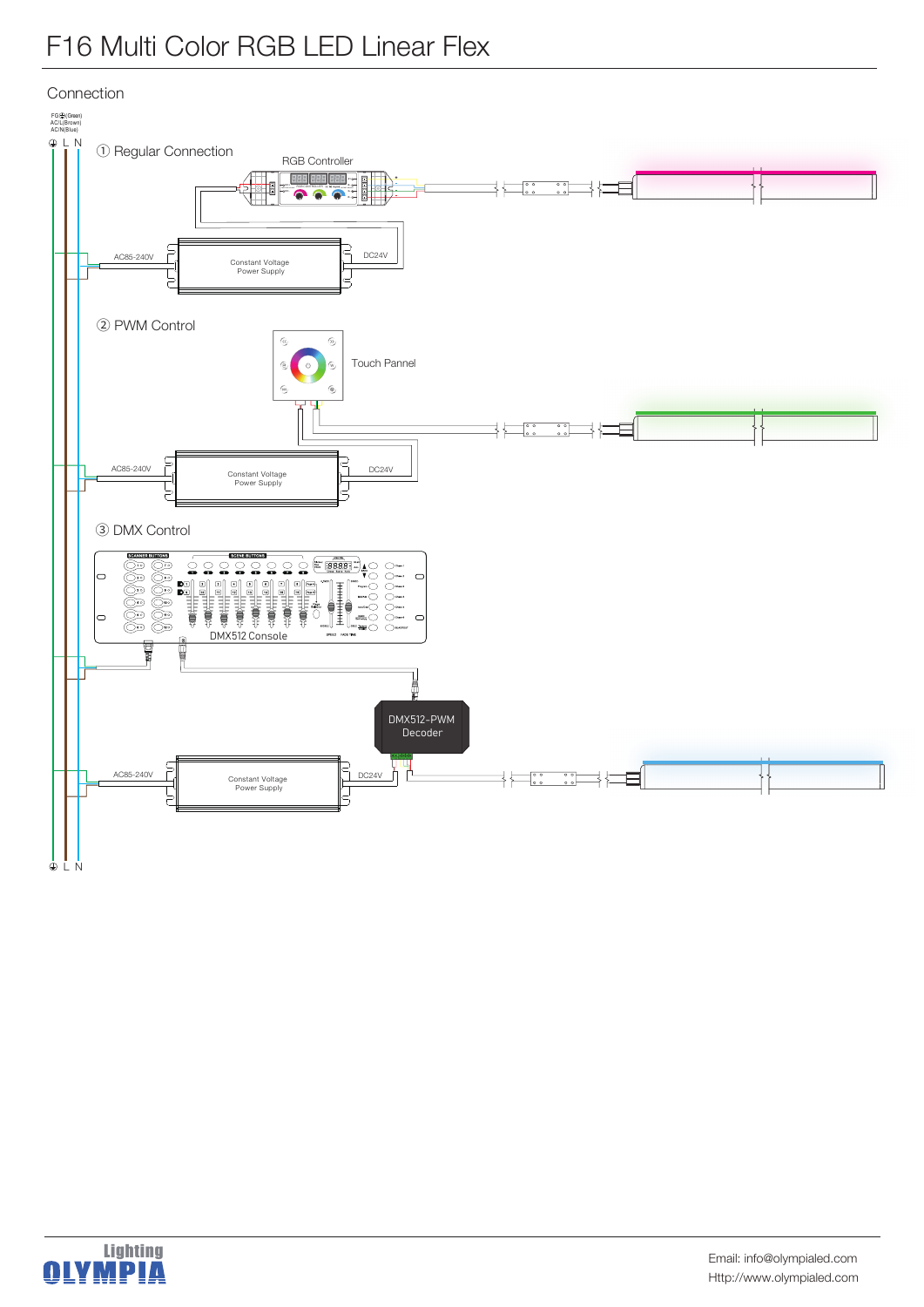# F16 Multi Color RGB LED Linear Flex

## Connection

FG⏚(Green)
AC/L(Brown)
AC/N(Blue)

⏚ L N

① Regular Connection

RGB Controller

AC85-240V

Constant Voltage
Power Supply

DC24V

② PWM Control

Touch Pannel

AC85-240V

Constant Voltage
Power Supply

DC24V

③ DMX Control

DMX512 Console

DMX512-PWM
Decoder

AC85-240V

Constant Voltage
Power Supply

DC24V

⏚ L N

Email: info@olympialed.com
Http://www.olympialed.com